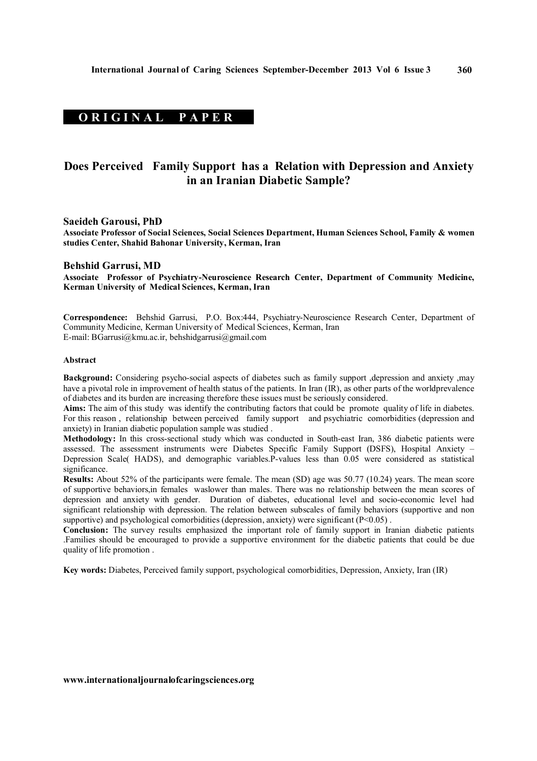**ORIGINAL PAPER**

# Does Perceived Family Support has a Relation with Depression and Anxiety in an Iranian Diabetic Sample?

**Saeideh Garousi, PhD**

**Associate Professor of Social Sciences, Social Sciences Department, Human Sciences School, Family & women studies Center, Shahid Bahonar University, Kerman, Iran**

**Behshid Garrusi, MD**

**Associate Professor of Psychiatry-Neuroscience Research Center, Department of Community Medicine, Kerman University of Medical Sciences, Kerman, Iran**

**Correspondence:** Behshid Garrusi, P.O. Box:444, Psychiatry-Neuroscience Research Center, Department of Community Medicine, Kerman University of Medical Sciences, Kerman, Iran
E-mail: BGarrusi@kmu.ac.ir, behshidgarrusi@gmail.com

## Abstract

**Background:** Considering psycho-social aspects of diabetes such as family support ,depression and anxiety ,may have a pivotal role in improvement of health status of the patients. In Iran (IR), as other parts of the worldprevalence of diabetes and its burden are increasing therefore these issues must be seriously considered.

**Aims:** The aim of this study was identify the contributing factors that could be promote quality of life in diabetes. For this reason , relationship between perceived family support and psychiatric comorbidities (depression and anxiety) in Iranian diabetic population sample was studied .

**Methodology:** In this cross-sectional study which was conducted in South-east Iran, 386 diabetic patients were assessed. The assessment instruments were Diabetes Specific Family Support (DSFS), Hospital Anxiety – Depression Scale( HADS), and demographic variables.P-values less than 0.05 were considered as statistical significance.

**Results:** About 52% of the participants were female. The mean (SD) age was 50.77 (10.24) years. The mean score of supportive behaviors,in females waslower than males. There was no relationship between the mean scores of depression and anxiety with gender. Duration of diabetes, educational level and socio-economic level had significant relationship with depression. The relation between subscales of family behaviors (supportive and non supportive) and psychological comorbidities (depression, anxiety) were significant ($P<0.05$) .

**Conclusion:** The survey results emphasized the important role of family support in Iranian diabetic patients .Families should be encouraged to provide a supportive environment for the diabetic patients that could be due quality of life promotion .

**Key words:** Diabetes, Perceived family support, psychological comorbidities, Depression, Anxiety, Iran (IR)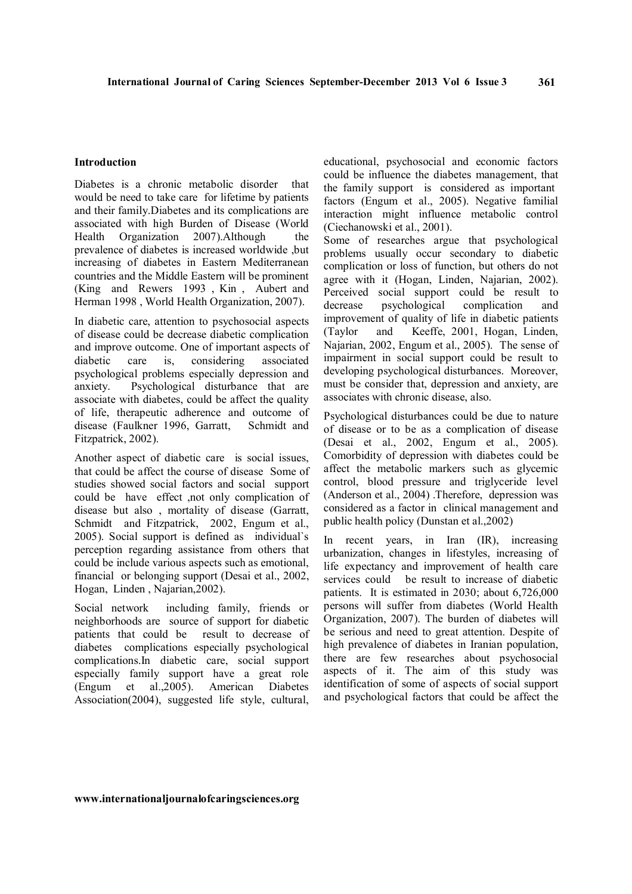## Introduction

Diabetes is a chronic metabolic disorder that would be need to take care for lifetime by patients and their family.Diabetes and its complications are associated with high Burden of Disease (World Health Organization 2007).Although the prevalence of diabetes is increased worldwide ,but increasing of diabetes in Eastern Mediterranean countries and the Middle Eastern will be prominent (King and Rewers 1993 , Kin , Aubert and Herman 1998 , World Health Organization, 2007).

In diabetic care, attention to psychosocial aspects of disease could be decrease diabetic complication and improve outcome. One of important aspects of diabetic care is, considering associated psychological problems especially depression and anxiety. Psychological disturbance that are associate with diabetes, could be affect the quality of life, therapeutic adherence and outcome of disease (Faulkner 1996, Garratt, Schmidt and Fitzpatrick, 2002).

Another aspect of diabetic care is social issues, that could be affect the course of disease Some of studies showed social factors and social support could be have effect ,not only complication of disease but also , mortality of disease (Garratt, Schmidt and Fitzpatrick, 2002, Engum et al., 2005). Social support is defined as individual`s perception regarding assistance from others that could be include various aspects such as emotional, financial or belonging support (Desai et al., 2002, Hogan, Linden , Najarian,2002).

Social network including family, friends or neighborhoods are source of support for diabetic patients that could be result to decrease of diabetes complications especially psychological complications.In diabetic care, social support especially family support have a great role (Engum et al.,2005). American Diabetes Association(2004), suggested life style, cultural, educational, psychosocial and economic factors could be influence the diabetes management, that the family support is considered as important factors (Engum et al., 2005). Negative familial interaction might influence metabolic control (Ciechanowski et al., 2001).

Some of researches argue that psychological problems usually occur secondary to diabetic complication or loss of function, but others do not agree with it (Hogan, Linden, Najarian, 2002). Perceived social support could be result to decrease psychological complication and improvement of quality of life in diabetic patients (Taylor and Keeffe, 2001, Hogan, Linden, Najarian, 2002, Engum et al., 2005). The sense of impairment in social support could be result to developing psychological disturbances. Moreover, must be consider that, depression and anxiety, are associates with chronic disease, also.

Psychological disturbances could be due to nature of disease or to be as a complication of disease (Desai et al., 2002, Engum et al., 2005). Comorbidity of depression with diabetes could be affect the metabolic markers such as glycemic control, blood pressure and triglyceride level (Anderson et al., 2004) .Therefore, depression was considered as a factor in clinical management and public health policy (Dunstan et al.,2002)

In recent years, in Iran (IR), increasing urbanization, changes in lifestyles, increasing of life expectancy and improvement of health care services could be result to increase of diabetic patients. It is estimated in 2030; about 6,726,000 persons will suffer from diabetes (World Health Organization, 2007). The burden of diabetes will be serious and need to great attention. Despite of high prevalence of diabetes in Iranian population, there are few researches about psychosocial aspects of it. The aim of this study was identification of some of aspects of social support and psychological factors that could be affect the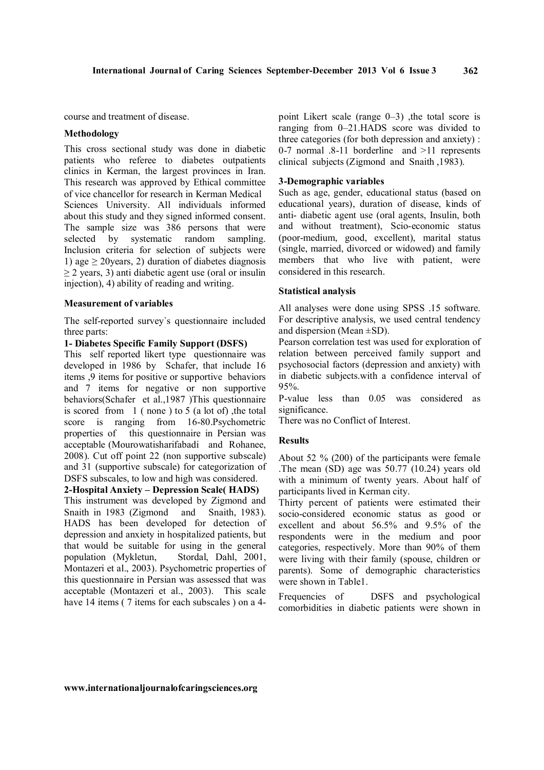course and treatment of disease.

## Methodology

This cross sectional study was done in diabetic patients who referee to diabetes outpatients clinics in Kerman, the largest provinces in Iran. This research was approved by Ethical committee of vice chancellor for research in Kerman Medical Sciences University. All individuals informed about this study and they signed informed consent. The sample size was 386 persons that were selected by systematic random sampling. Inclusion criteria for selection of subjects were 1) age $\geq$ 20years, 2) duration of diabetes diagnosis $\geq$ 2 years, 3) anti diabetic agent use (oral or insulin injection), 4) ability of reading and writing.

### Measurement of variables

The self-reported survey`s questionnaire included three parts:

**1- Diabetes Specific Family Support (DSFS)**

This self reported likert type questionnaire was developed in 1986 by Schafer, that include 16 items ,9 items for positive or supportive behaviors and 7 items for negative or non supportive behaviors(Schafer et al.,1987 )This questionnaire is scored from 1 ( none ) to 5 (a lot of) ,the total score is ranging from 16-80.Psychometric properties of this questionnaire in Persian was acceptable (Mourowatisharifabadi and Rohanee, 2008). Cut off point 22 (non supportive subscale) and 31 (supportive subscale) for categorization of DSFS subscales, to low and high was considered.

**2-Hospital Anxiety – Depression Scale( HADS)**

This instrument was developed by Zigmond and Snaith in 1983 (Zigmond and Snaith, 1983). HADS has been developed for detection of depression and anxiety in hospitalized patients, but that would be suitable for using in the general population (Mykletun, Stordal, Dahl, 2001, Montazeri et al., 2003). Psychometric properties of this questionnaire in Persian was assessed that was acceptable (Montazeri et al., 2003). This scale have 14 items ( 7 items for each subscales ) on a 4-point Likert scale (range 0–3) ,the total score is ranging from 0–21.HADS score was divided to three categories (for both depression and anxiety) : 0-7 normal .8-11 borderline and >11 represents clinical subjects (Zigmond and Snaith ,1983).

**3-Demographic variables**

Such as age, gender, educational status (based on educational years), duration of disease, kinds of anti- diabetic agent use (oral agents, Insulin, both and without treatment), Scio-economic status (poor-medium, good, excellent), marital status (single, married, divorced or widowed) and family members that who live with patient, were considered in this research.

### Statistical analysis

All analyses were done using SPSS .15 software. For descriptive analysis, we used central tendency and dispersion (Mean ±SD).

Pearson correlation test was used for exploration of relation between perceived family support and psychosocial factors (depression and anxiety) with in diabetic subjects.with a confidence interval of 95%.

P-value less than 0.05 was considered as significance.

There was no Conflict of Interest.

## Results

About 52 % (200) of the participants were female .The mean (SD) age was 50.77 (10.24) years old with a minimum of twenty years. About half of participants lived in Kerman city.

Thirty percent of patients were estimated their socio-considered economic status as good or excellent and about 56.5% and 9.5% of the respondents were in the medium and poor categories, respectively. More than 90% of them were living with their family (spouse, children or parents). Some of demographic characteristics were shown in Table1.

Frequencies of DSFS and psychological comorbidities in diabetic patients were shown in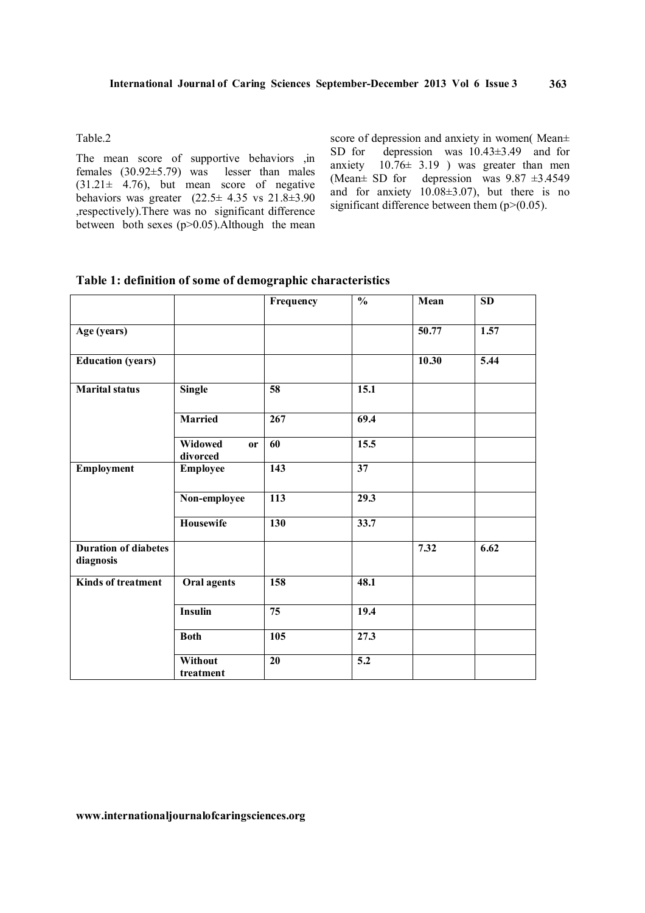Table.2

The mean score of supportive behaviors ,in females (30.92±5.79) was lesser than males (31.21± 4.76), but mean score of negative behaviors was greater (22.5± 4.35 vs 21.8±3.90 ,respectively).There was no significant difference between both sexes ($p>0.05$).Although the mean score of depression and anxiety in women( Mean± SD for depression was 10.43±3.49 and for anxiety 10.76± 3.19 ) was greater than men (Mean± SD for depression was 9.87 ±3.4549 and for anxiety 10.08±3.07), but there is no significant difference between them ($p>(0.05)$.

**Table 1: definition of some of demographic characteristics**

| | | Frequency | % | Mean | SD |
|---|---|---|---|---|---|
| **Age (years)** | | | | 50.77 | 1.57 |
| **Education (years)** | | | | 10.30 | 5.44 |
| **Marital status** | Single | 58 | 15.1 | | |
| | Married | 267 | 69.4 | | |
| | Widowed or divorced | 60 | 15.5 | | |
| **Employment** | Employee | 143 | 37 | | |
| | Non-employee | 113 | 29.3 | | |
| | Housewife | 130 | 33.7 | | |
| **Duration of diabetes diagnosis** | | | | 7.32 | 6.62 |
| **Kinds of treatment** | Oral agents | 158 | 48.1 | | |
| | Insulin | 75 | 19.4 | | |
| | Both | 105 | 27.3 | | |
| | Without treatment | 20 | 5.2 | | |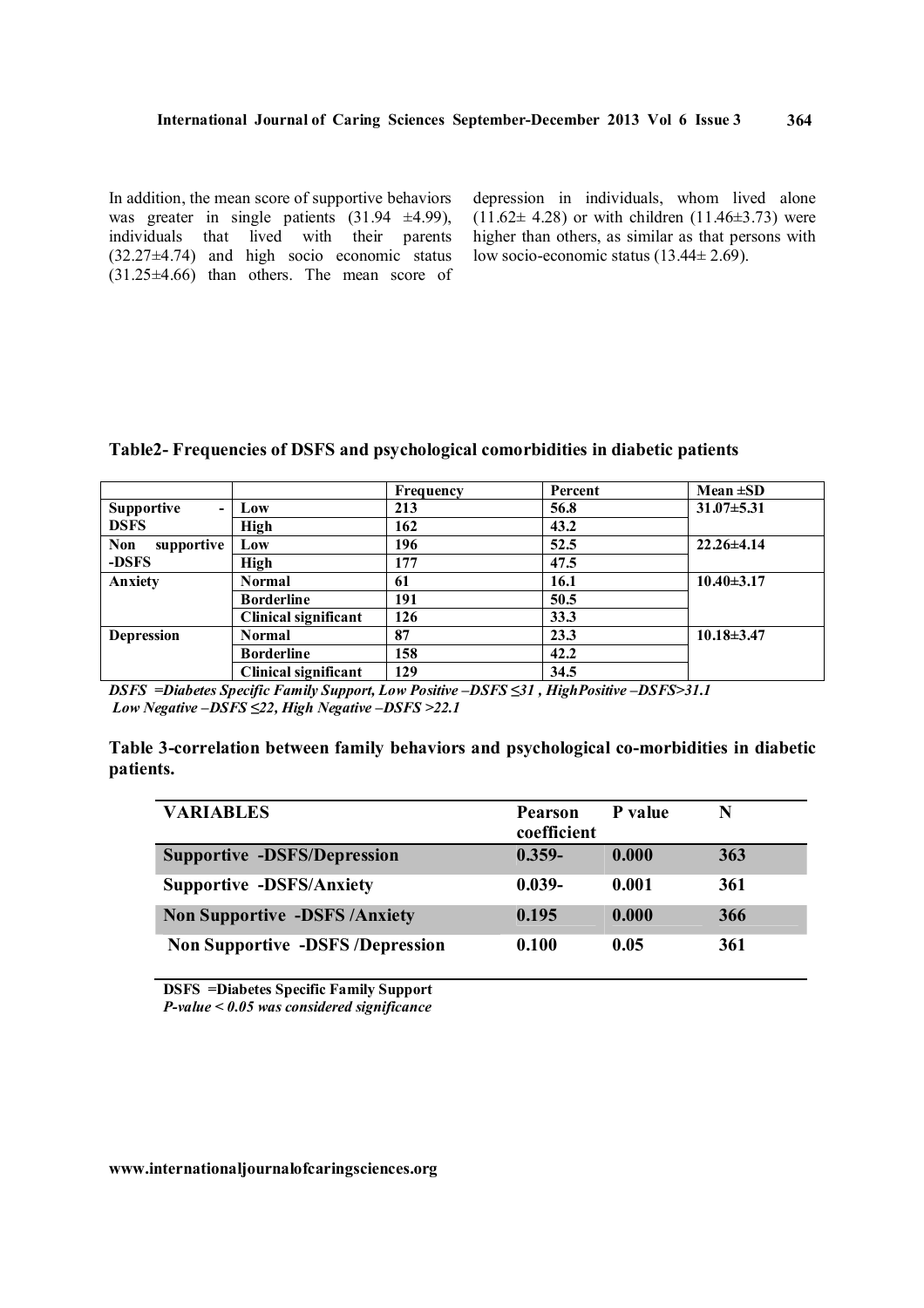In addition, the mean score of supportive behaviors was greater in single patients (31.94 ±4.99), individuals that lived with their parents (32.27±4.74) and high socio economic status (31.25±4.66) than others. The mean score of depression in individuals, whom lived alone (11.62± 4.28) or with children (11.46±3.73) were higher than others, as similar as that persons with low socio-economic status (13.44± 2.69).

**Table2- Frequencies of DSFS and psychological comorbidities in diabetic patients**

| | | Frequency | Percent | Mean ±SD |
|---|---|---|---|---|
| Supportive -DSFS | Low | 213 | 56.8 | 31.07±5.31 |
| | High | 162 | 43.2 | |
| Non supportive -DSFS | Low | 196 | 52.5 | 22.26±4.14 |
| | High | 177 | 47.5 | |
| Anxiety | Normal | 61 | 16.1 | 10.40±3.17 |
| | Borderline | 191 | 50.5 | |
| | Clinical significant | 126 | 33.3 | |
| Depression | Normal | 87 | 23.3 | 10.18±3.47 |
| | Borderline | 158 | 42.2 | |
| | Clinical significant | 129 | 34.5 | |

*DSFS =Diabetes Specific Family Support, Low Positive –DSFS ≤31 , HighPositive –DSFS>31.1*
*Low Negative –DSFS ≤22, High Negative –DSFS >22.1*

**Table 3-correlation between family behaviors and psychological co-morbidities in diabetic patients.**

| VARIABLES | Pearson coefficient | P value | N |
|---|---|---|---|
| Supportive -DSFS/Depression | 0.359- | 0.000 | 363 |
| Supportive -DSFS/Anxiety | 0.039- | 0.001 | 361 |
| Non Supportive -DSFS /Anxiety | 0.195 | 0.000 | 366 |
| Non Supportive -DSFS /Depression | 0.100 | 0.05 | 361 |

**DSFS =Diabetes Specific Family Support**
*P-value < 0.05 was considered significance*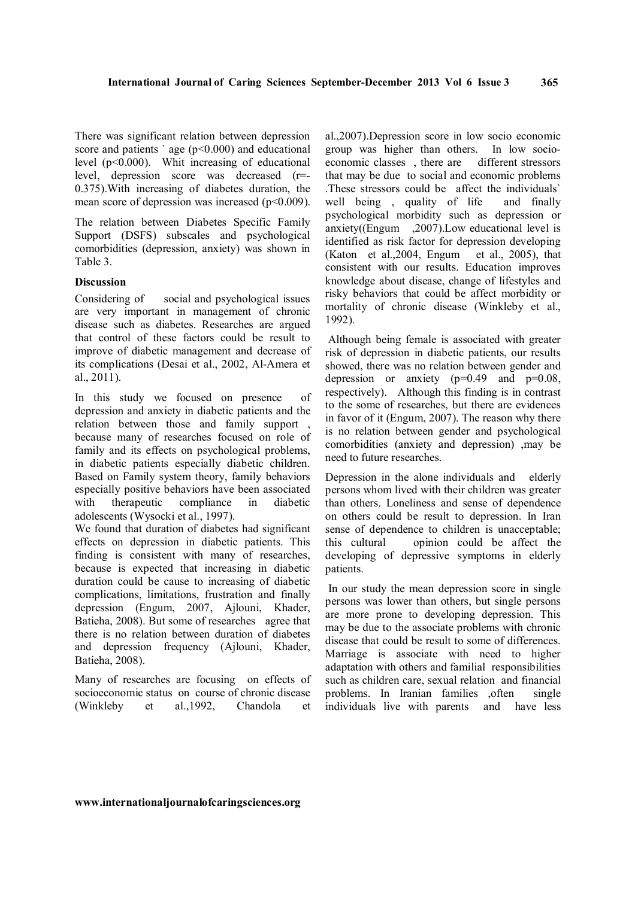There was significant relation between depression score and patients ` age ($p<0.000$) and educational level ($p<0.000$). Whit increasing of educational level, depression score was decreased ($r=-0.375$).With increasing of diabetes duration, the mean score of depression was increased ($p<0.009$).

The relation between Diabetes Specific Family Support (DSFS) subscales and psychological comorbidities (depression, anxiety) was shown in Table 3.

**Discussion**

Considering of social and psychological issues are very important in management of chronic disease such as diabetes. Researches are argued that control of these factors could be result to improve of diabetic management and decrease of its complications (Desai et al., 2002, Al-Amera et al., 2011).

In this study we focused on presence of depression and anxiety in diabetic patients and the relation between those and family support , because many of researches focused on role of family and its effects on psychological problems, in diabetic patients especially diabetic children. Based on Family system theory, family behaviors especially positive behaviors have been associated with therapeutic compliance in diabetic adolescents (Wysocki et al., 1997).

We found that duration of diabetes had significant effects on depression in diabetic patients. This finding is consistent with many of researches, because is expected that increasing in diabetic duration could be cause to increasing of diabetic complications, limitations, frustration and finally depression (Engum, 2007, Ajlouni, Khader, Batieha, 2008). But some of researches agree that there is no relation between duration of diabetes and depression frequency (Ajlouni, Khader, Batieha, 2008).

Many of researches are focusing on effects of socioeconomic status on course of chronic disease (Winkleby et al.,1992, Chandola et al.,2007).Depression score in low socio economic group was higher than others. In low socio-economic classes , there are different stressors that may be due to social and economic problems .These stressors could be affect the individuals` well being , quality of life and finally psychological morbidity such as depression or anxiety((Engum ,2007).Low educational level is identified as risk factor for depression developing (Katon et al.,2004, Engum et al., 2005), that consistent with our results. Education improves knowledge about disease, change of lifestyles and risky behaviors that could be affect morbidity or mortality of chronic disease (Winkleby et al., 1992).

Although being female is associated with greater risk of depression in diabetic patients, our results showed, there was no relation between gender and depression or anxiety ($p=0.49$ and $p=0.08$, respectively). Although this finding is in contrast to the some of researches, but there are evidences in favor of it (Engum, 2007). The reason why there is no relation between gender and psychological comorbidities (anxiety and depression) ,may be need to future researches.

Depression in the alone individuals and elderly persons whom lived with their children was greater than others. Loneliness and sense of dependence on others could be result to depression. In Iran sense of dependence to children is unacceptable; this cultural opinion could be affect the developing of depressive symptoms in elderly patients.

In our study the mean depression score in single persons was lower than others, but single persons are more prone to developing depression. This may be due to the associate problems with chronic disease that could be result to some of differences. Marriage is associate with need to higher adaptation with others and familial responsibilities such as children care, sexual relation and financial problems. In Iranian families ,often single individuals live with parents and have less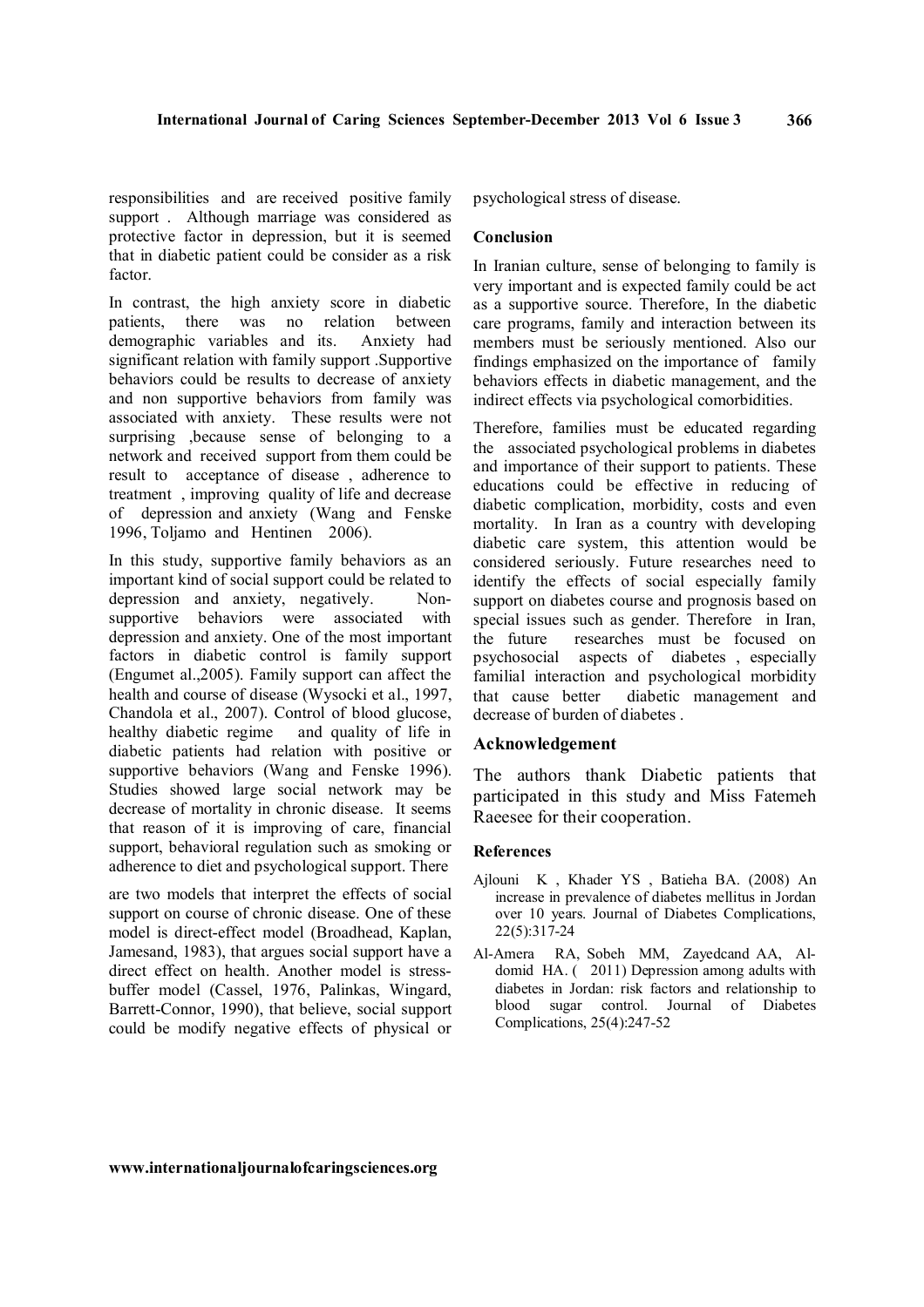responsibilities and are received positive family support . Although marriage was considered as protective factor in depression, but it is seemed that in diabetic patient could be consider as a risk factor.

In contrast, the high anxiety score in diabetic patients, there was no relation between demographic variables and its. Anxiety had significant relation with family support .Supportive behaviors could be results to decrease of anxiety and non supportive behaviors from family was associated with anxiety. These results were not surprising ,because sense of belonging to a network and received support from them could be result to acceptance of disease , adherence to treatment , improving quality of life and decrease of depression and anxiety (Wang and Fenske 1996, Toljamo and Hentinen 2006).

In this study, supportive family behaviors as an important kind of social support could be related to depression and anxiety, negatively. Non-supportive behaviors were associated with depression and anxiety. One of the most important factors in diabetic control is family support (Engumet al.,2005). Family support can affect the health and course of disease (Wysocki et al., 1997, Chandola et al., 2007). Control of blood glucose, healthy diabetic regime and quality of life in diabetic patients had relation with positive or supportive behaviors (Wang and Fenske 1996). Studies showed large social network may be decrease of mortality in chronic disease. It seems that reason of it is improving of care, financial support, behavioral regulation such as smoking or adherence to diet and psychological support. There are two models that interpret the effects of social support on course of chronic disease. One of these model is direct-effect model (Broadhead, Kaplan, Jamesand, 1983), that argues social support have a direct effect on health. Another model is stress-buffer model (Cassel, 1976, Palinkas, Wingard, Barrett-Connor, 1990), that believe, social support could be modify negative effects of physical or psychological stress of disease.

### Conclusion

In Iranian culture, sense of belonging to family is very important and is expected family could be act as a supportive source. Therefore, In the diabetic care programs, family and interaction between its members must be seriously mentioned. Also our findings emphasized on the importance of family behaviors effects in diabetic management, and the indirect effects via psychological comorbidities.

Therefore, families must be educated regarding the associated psychological problems in diabetes and importance of their support to patients. These educations could be effective in reducing of diabetic complication, morbidity, costs and even mortality. In Iran as a country with developing diabetic care system, this attention would be considered seriously. Future researches need to identify the effects of social especially family support on diabetes course and prognosis based on special issues such as gender. Therefore in Iran, the future researches must be focused on psychosocial aspects of diabetes , especially familial interaction and psychological morbidity that cause better diabetic management and decrease of burden of diabetes .

## Acknowledgement

The authors thank Diabetic patients that participated in this study and Miss Fatemeh Raeesee for their cooperation.

### References

Ajlouni K , Khader YS , Batieha BA. (2008) An increase in prevalence of diabetes mellitus in Jordan over 10 years. Journal of Diabetes Complications, 22(5):317-24

Al-Amera RA, Sobeh MM, Zayedcand AA, Al-domid HA. ( 2011) Depression among adults with diabetes in Jordan: risk factors and relationship to blood sugar control. Journal of Diabetes Complications, 25(4):247-52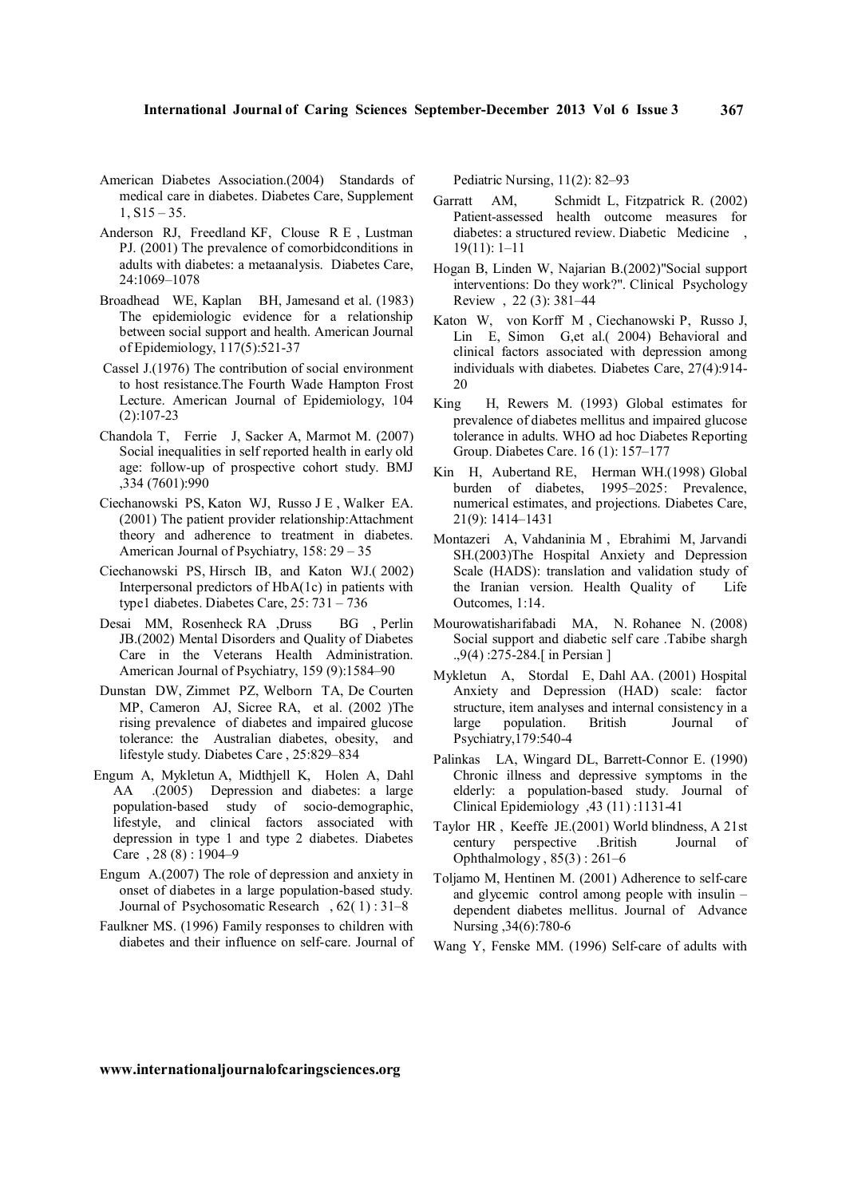American Diabetes Association.(2004) Standards of medical care in diabetes. Diabetes Care, Supplement 1, S15 – 35.

Anderson RJ, Freedland KF, Clouse R E , Lustman PJ. (2001) The prevalence of comorbidconditions in adults with diabetes: a metaanalysis. Diabetes Care, 24:1069–1078

Broadhead WE, Kaplan BH, Jamesand et al. (1983) The epidemiologic evidence for a relationship between social support and health. American Journal of Epidemiology, 117(5):521-37

Cassel J.(1976) The contribution of social environment to host resistance.The Fourth Wade Hampton Frost Lecture. American Journal of Epidemiology, 104 (2):107-23

Chandola T, Ferrie J, Sacker A, Marmot M. (2007) Social inequalities in self reported health in early old age: follow-up of prospective cohort study. BMJ ,334 (7601):990

Ciechanowski PS, Katon WJ, Russo J E , Walker EA. (2001) The patient provider relationship:Attachment theory and adherence to treatment in diabetes. American Journal of Psychiatry, 158: 29 – 35

Ciechanowski PS, Hirsch IB, and Katon WJ.( 2002) Interpersonal predictors of HbA(1c) in patients with type1 diabetes. Diabetes Care, 25: 731 – 736

Desai MM, Rosenheck RA ,Druss BG , Perlin JB.(2002) Mental Disorders and Quality of Diabetes Care in the Veterans Health Administration. American Journal of Psychiatry, 159 (9):1584–90

Dunstan DW, Zimmet PZ, Welborn TA, De Courten MP, Cameron AJ, Sicree RA, et al. (2002 )The rising prevalence of diabetes and impaired glucose tolerance: the Australian diabetes, obesity, and lifestyle study. Diabetes Care , 25:829–834

Engum A, Mykletun A, Midthjell K, Holen A, Dahl AA .(2005) Depression and diabetes: a large population-based study of socio-demographic, lifestyle, and clinical factors associated with depression in type 1 and type 2 diabetes. Diabetes Care , 28 (8) : 1904–9

Engum A.(2007) The role of depression and anxiety in onset of diabetes in a large population-based study. Journal of Psychosomatic Research , 62( 1) : 31–8

Faulkner MS. (1996) Family responses to children with diabetes and their influence on self-care. Journal of Pediatric Nursing, 11(2): 82–93

Garratt AM, Schmidt L, Fitzpatrick R. (2002) Patient-assessed health outcome measures for diabetes: a structured review. Diabetic Medicine , 19(11): 1–11

Hogan B, Linden W, Najarian B.(2002)"Social support interventions: Do they work?". Clinical Psychology Review , 22 (3): 381–44

Katon W, von Korff M , Ciechanowski P, Russo J, Lin E, Simon G,et al.( 2004) Behavioral and clinical factors associated with depression among individuals with diabetes. Diabetes Care, 27(4):914-20

King H, Rewers M. (1993) Global estimates for prevalence of diabetes mellitus and impaired glucose tolerance in adults. WHO ad hoc Diabetes Reporting Group. Diabetes Care. 16 (1): 157–177

Kin H, Aubertand RE, Herman WH.(1998) Global burden of diabetes, 1995–2025: Prevalence, numerical estimates, and projections. Diabetes Care, 21(9): 1414–1431

Montazeri A, Vahdaninia M , Ebrahimi M, Jarvandi SH.(2003)The Hospital Anxiety and Depression Scale (HADS): translation and validation study of the Iranian version. Health Quality of Life Outcomes, 1:14.

Mourowatisharifabadi MA, N. Rohanee N. (2008) Social support and diabetic self care .Tabibe shargh .,9(4) :275-284.[ in Persian ]

Mykletun A, Stordal E, Dahl AA. (2001) Hospital Anxiety and Depression (HAD) scale: factor structure, item analyses and internal consistency in a large population. British Journal of Psychiatry,179:540-4

Palinkas LA, Wingard DL, Barrett-Connor E. (1990) Chronic illness and depressive symptoms in the elderly: a population-based study. Journal of Clinical Epidemiology ,43 (11) :1131-41

Taylor HR , Keeffe JE.(2001) World blindness, A 21st century perspective .British Journal of Ophthalmology , 85(3) : 261–6

Toljamo M, Hentinen M. (2001) Adherence to self-care and glycemic control among people with insulin –dependent diabetes mellitus. Journal of Advance Nursing ,34(6):780-6

Wang Y, Fenske MM. (1996) Self-care of adults with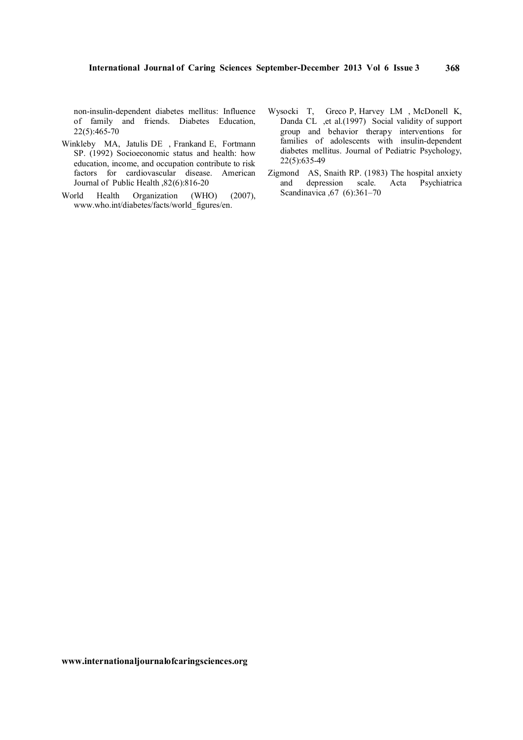non-insulin-dependent diabetes mellitus: Influence of family and friends. Diabetes Education, 22(5):465-70

Winkleby MA, Jatulis DE , Frankand E, Fortmann SP. (1992) Socioeconomic status and health: how education, income, and occupation contribute to risk factors for cardiovascular disease. American Journal of Public Health ,82(6):816-20

World Health Organization (WHO) (2007), www.who.int/diabetes/facts/world_figures/en.

Wysocki T, Greco P, Harvey LM , McDonell K, Danda CL ,et al.(1997) Social validity of support group and behavior therapy interventions for families of adolescents with insulin-dependent diabetes mellitus. Journal of Pediatric Psychology, 22(5):635-49

Zigmond AS, Snaith RP. (1983) The hospital anxiety and depression scale. Acta Psychiatrica Scandinavica ,67 (6):361–70